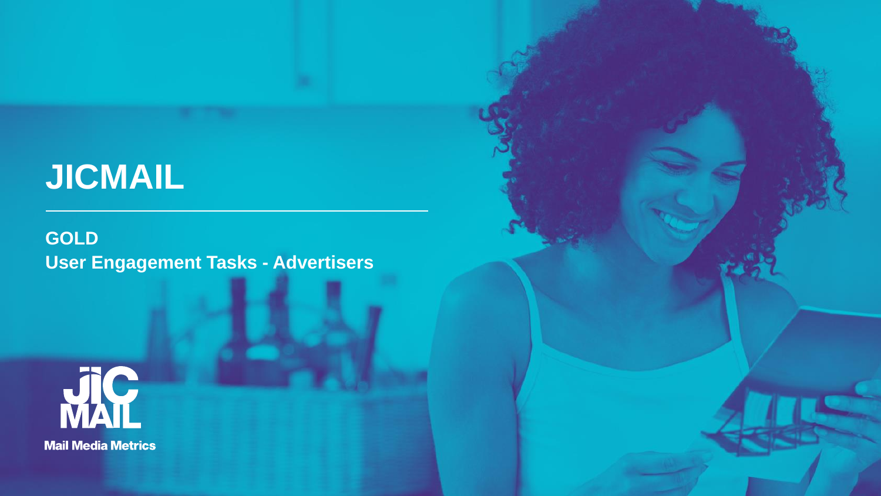# JICMAIL

**GOLD**
**User Engagement Tasks - Advertisers**

JIC MAIL
Mail Media Metrics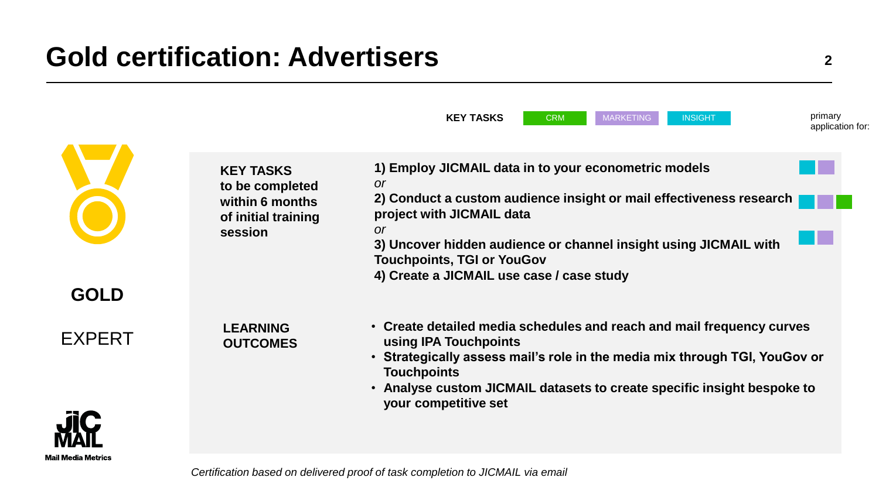# Gold certification: Advertisers

**KEY TASKS** CRM MARKETING INSIGHT — primary application for:

**GOLD**

EXPERT

**KEY TASKS to be completed within 6 months of initial training session**

**1) Employ JICMAIL data in to your econometric models**

*or*

**2) Conduct a custom audience insight or mail effectiveness research project with JICMAIL data**

*or*

**3) Uncover hidden audience or channel insight using JICMAIL with Touchpoints, TGI or YouGov**

**4) Create a JICMAIL use case / case study**

**LEARNING OUTCOMES**

- **Create detailed media schedules and reach and mail frequency curves using IPA Touchpoints**
- **Strategically assess mail's role in the media mix through TGI, YouGov or Touchpoints**
- **Analyse custom JICMAIL datasets to create specific insight bespoke to your competitive set**

JICMAIL Mail Media Metrics

*Certification based on delivered proof of task completion to JICMAIL via email*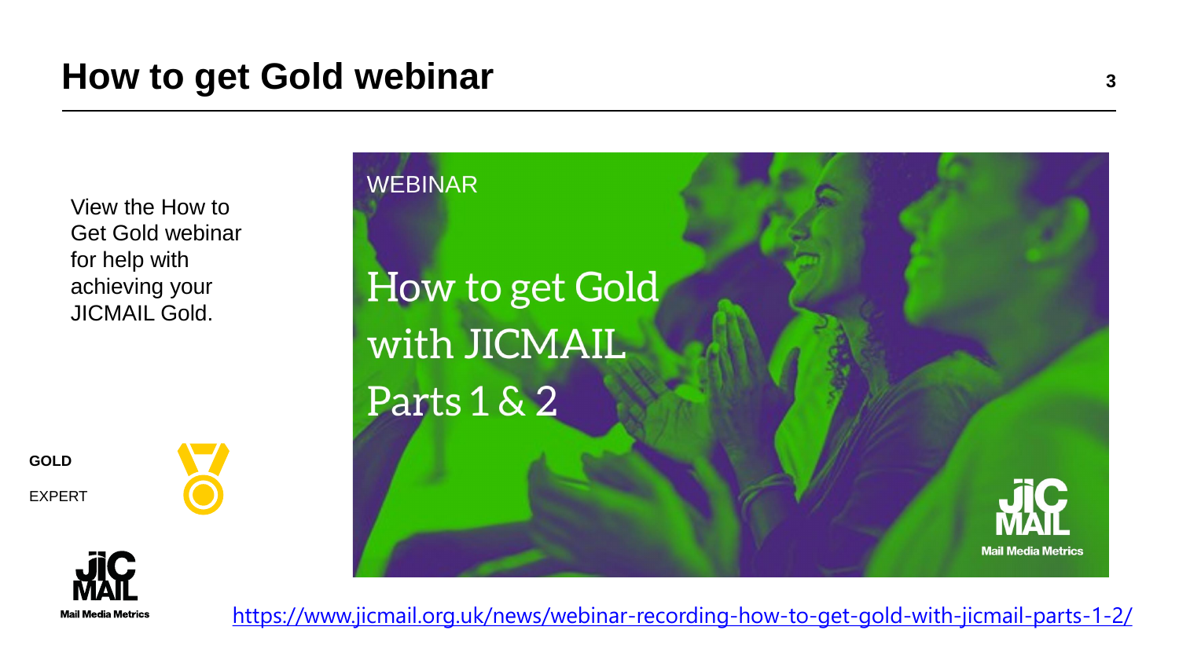# How to get Gold webinar

View the How to Get Gold webinar for help with achieving your JICMAIL Gold.

**GOLD**

EXPERT

WEBINAR

How to get Gold with JICMAIL Parts 1 & 2

https://www.jicmail.org.uk/news/webinar-recording-how-to-get-gold-with-jicmail-parts-1-2/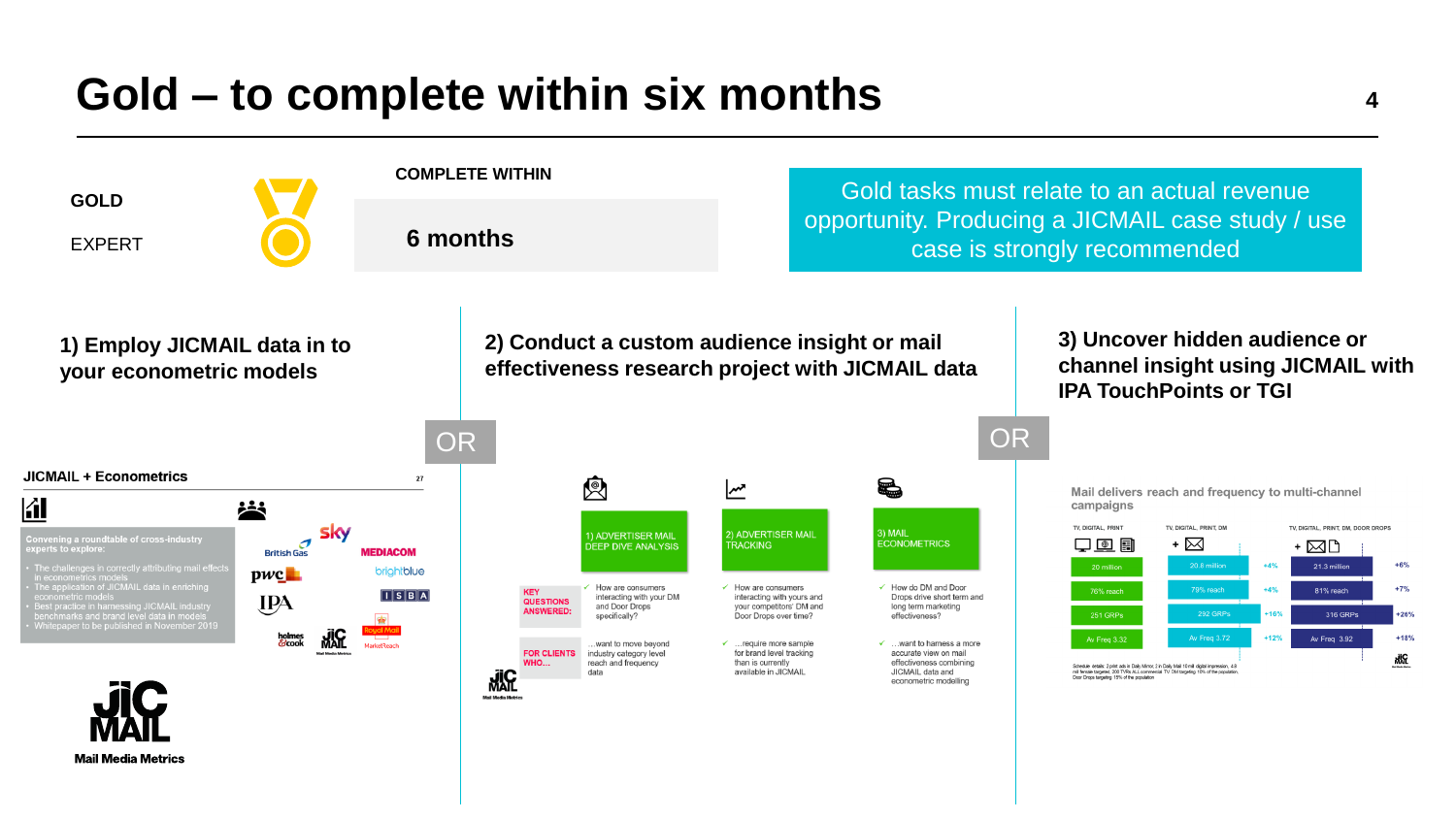# Gold – to complete within six months

GOLD

EXPERT

COMPLETE WITHIN

**6 months**

Gold tasks must relate to an actual revenue opportunity. Producing a JICMAIL case study / use case is strongly recommended

## 1) Employ JICMAIL data in to your econometric models

**JICMAIL + Econometrics**

Convening a roundtable of cross-industry experts to explore:

- The challenges in correctly attributing mail effects in econometrics models
- The application of JICMAIL data in enriching econometric models
- Best practice in harnessing JICMAIL industry benchmarks and brand level data in models
- Whitepaper to be published in November 2019

British Gas, sky, MEDIACOM, pwc, brightblue, IPA, ISBA, holmes & cook, JICMAIL, Royal Mail MarketReach

JICMAIL Mail Media Metrics

OR

## 2) Conduct a custom audience insight or mail effectiveness research project with JICMAIL data

| | 1) ADVERTISER MAIL DEEP DIVE ANALYSIS | 2) ADVERTISER MAIL TRACKING | 3) MAIL ECONOMETRICS |
|---|---|---|---|
| KEY QUESTIONS ANSWERED: | ✓ How are consumers interacting with your DM and Door Drops specifically? | ✓ How are consumers interacting with yours and your competitors' DM and Door Drops over time? | ✓ How do DM and Door Drops drive short term and long term marketing effectiveness? |
| FOR CLIENTS WHO... | ✓ ...want to move beyond industry category level reach and frequency data | ✓ ...require more sample for brand level tracking than is currently available in JICMAIL | ✓ ...want to harness a more accurate view on mail effectiveness combining JICMAIL data and econometric modelling |

OR

## 3) Uncover hidden audience or channel insight using JICMAIL with IPA TouchPoints or TGI

Mail delivers reach and frequency to multi-channel campaigns

TV, DIGITAL, PRINT

20 million

76% reach

251 GRPs

Av Freq 3.32

TV, DIGITAL, PRINT, DM

20.8 million +4%

79% reach +4%

292 GRPs +16%

Av Freq 3.72 +12%

TV, DIGITAL, PRINT, DM, DOOR DROPS

21.3 million +6%

81% reach +7%

316 GRPs +26%

Av Freq 3.92 +18%

Schedule details: 2 print ads in Daily Mirror, 2 in Daily Mail 10mil digital impression, 4.8 mil female targeted, 300 TVRs ALL commercial TV. DM targeting 10% of the population, Door Drops targeting 15% of the population